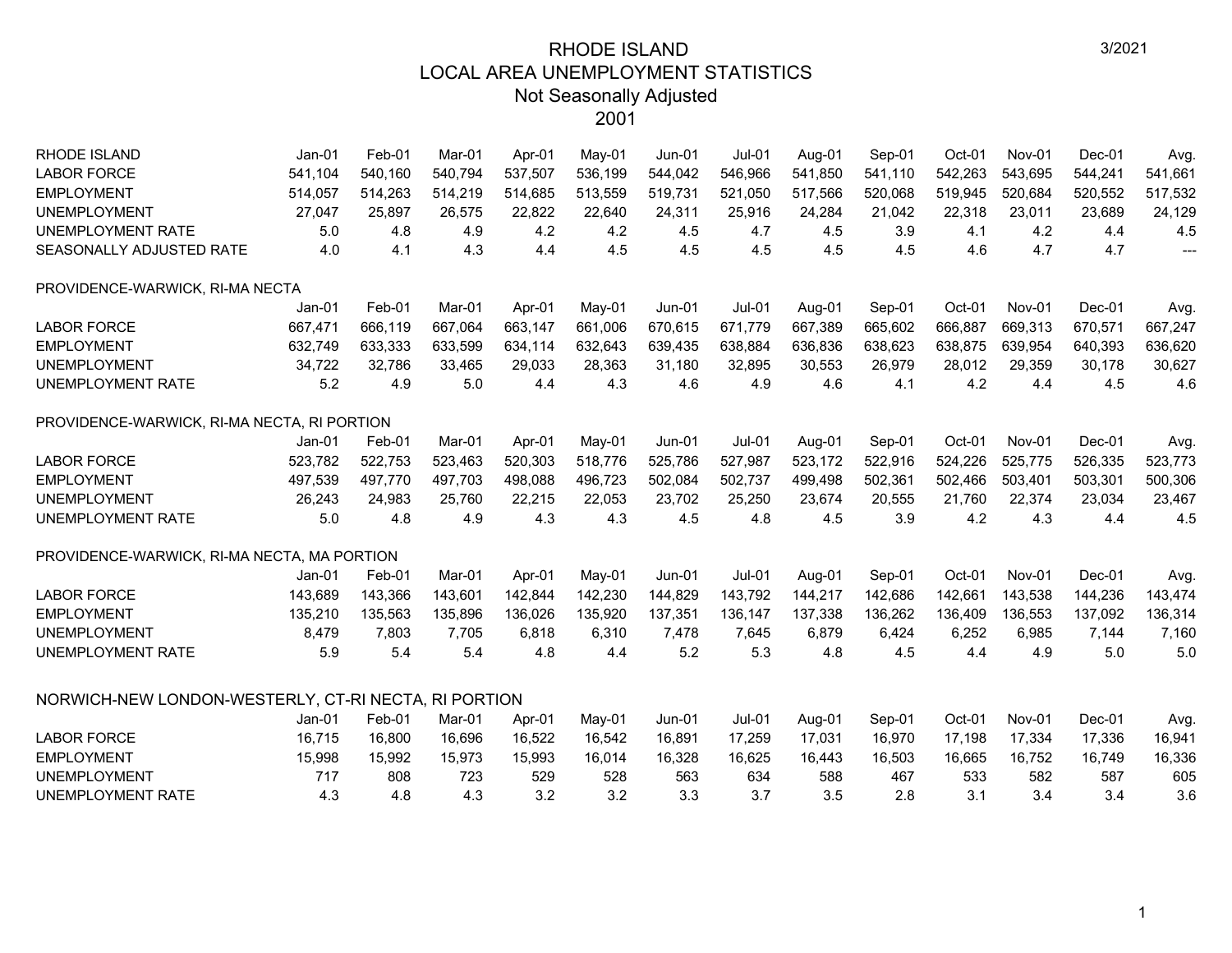# RHODE ISLAND
## LOCAL AREA UNEMPLOYMENT STATISTICS
## Not Seasonally Adjusted
## 2001

3/2021

| RHODE ISLAND | Jan-01 | Feb-01 | Mar-01 | Apr-01 | May-01 | Jun-01 | Jul-01 | Aug-01 | Sep-01 | Oct-01 | Nov-01 | Dec-01 | Avg. |
|---|---|---|---|---|---|---|---|---|---|---|---|---|---|
| LABOR FORCE | 541,104 | 540,160 | 540,794 | 537,507 | 536,199 | 544,042 | 546,966 | 541,850 | 541,110 | 542,263 | 543,695 | 544,241 | 541,661 |
| EMPLOYMENT | 514,057 | 514,263 | 514,219 | 514,685 | 513,559 | 519,731 | 521,050 | 517,566 | 520,068 | 519,945 | 520,684 | 520,552 | 517,532 |
| UNEMPLOYMENT | 27,047 | 25,897 | 26,575 | 22,822 | 22,640 | 24,311 | 25,916 | 24,284 | 21,042 | 22,318 | 23,011 | 23,689 | 24,129 |
| UNEMPLOYMENT RATE | 5.0 | 4.8 | 4.9 | 4.2 | 4.2 | 4.5 | 4.7 | 4.5 | 3.9 | 4.1 | 4.2 | 4.4 | 4.5 |
| SEASONALLY ADJUSTED RATE | 4.0 | 4.1 | 4.3 | 4.4 | 4.5 | 4.5 | 4.5 | 4.5 | 4.5 | 4.6 | 4.7 | 4.7 | --- |

| PROVIDENCE-WARWICK, RI-MA NECTA | Jan-01 | Feb-01 | Mar-01 | Apr-01 | May-01 | Jun-01 | Jul-01 | Aug-01 | Sep-01 | Oct-01 | Nov-01 | Dec-01 | Avg. |
|---|---|---|---|---|---|---|---|---|---|---|---|---|---|
| LABOR FORCE | 667,471 | 666,119 | 667,064 | 663,147 | 661,006 | 670,615 | 671,779 | 667,389 | 665,602 | 666,887 | 669,313 | 670,571 | 667,247 |
| EMPLOYMENT | 632,749 | 633,333 | 633,599 | 634,114 | 632,643 | 639,435 | 638,884 | 636,836 | 638,623 | 638,875 | 639,954 | 640,393 | 636,620 |
| UNEMPLOYMENT | 34,722 | 32,786 | 33,465 | 29,033 | 28,363 | 31,180 | 32,895 | 30,553 | 26,979 | 28,012 | 29,359 | 30,178 | 30,627 |
| UNEMPLOYMENT RATE | 5.2 | 4.9 | 5.0 | 4.4 | 4.3 | 4.6 | 4.9 | 4.6 | 4.1 | 4.2 | 4.4 | 4.5 | 4.6 |

| PROVIDENCE-WARWICK, RI-MA NECTA, RI PORTION | Jan-01 | Feb-01 | Mar-01 | Apr-01 | May-01 | Jun-01 | Jul-01 | Aug-01 | Sep-01 | Oct-01 | Nov-01 | Dec-01 | Avg. |
|---|---|---|---|---|---|---|---|---|---|---|---|---|---|
| LABOR FORCE | 523,782 | 522,753 | 523,463 | 520,303 | 518,776 | 525,786 | 527,987 | 523,172 | 522,916 | 524,226 | 525,775 | 526,335 | 523,773 |
| EMPLOYMENT | 497,539 | 497,770 | 497,703 | 498,088 | 496,723 | 502,084 | 502,737 | 499,498 | 502,361 | 502,466 | 503,401 | 503,301 | 500,306 |
| UNEMPLOYMENT | 26,243 | 24,983 | 25,760 | 22,215 | 22,053 | 23,702 | 25,250 | 23,674 | 20,555 | 21,760 | 22,374 | 23,034 | 23,467 |
| UNEMPLOYMENT RATE | 5.0 | 4.8 | 4.9 | 4.3 | 4.3 | 4.5 | 4.8 | 4.5 | 3.9 | 4.2 | 4.3 | 4.4 | 4.5 |

| PROVIDENCE-WARWICK, RI-MA NECTA, MA PORTION | Jan-01 | Feb-01 | Mar-01 | Apr-01 | May-01 | Jun-01 | Jul-01 | Aug-01 | Sep-01 | Oct-01 | Nov-01 | Dec-01 | Avg. |
|---|---|---|---|---|---|---|---|---|---|---|---|---|---|
| LABOR FORCE | 143,689 | 143,366 | 143,601 | 142,844 | 142,230 | 144,829 | 143,792 | 144,217 | 142,686 | 142,661 | 143,538 | 144,236 | 143,474 |
| EMPLOYMENT | 135,210 | 135,563 | 135,896 | 136,026 | 135,920 | 137,351 | 136,147 | 137,338 | 136,262 | 136,409 | 136,553 | 137,092 | 136,314 |
| UNEMPLOYMENT | 8,479 | 7,803 | 7,705 | 6,818 | 6,310 | 7,478 | 7,645 | 6,879 | 6,424 | 6,252 | 6,985 | 7,144 | 7,160 |
| UNEMPLOYMENT RATE | 5.9 | 5.4 | 5.4 | 4.8 | 4.4 | 5.2 | 5.3 | 4.8 | 4.5 | 4.4 | 4.9 | 5.0 | 5.0 |

| NORWICH-NEW LONDON-WESTERLY, CT-RI NECTA, RI PORTION | Jan-01 | Feb-01 | Mar-01 | Apr-01 | May-01 | Jun-01 | Jul-01 | Aug-01 | Sep-01 | Oct-01 | Nov-01 | Dec-01 | Avg. |
|---|---|---|---|---|---|---|---|---|---|---|---|---|---|
| LABOR FORCE | 16,715 | 16,800 | 16,696 | 16,522 | 16,542 | 16,891 | 17,259 | 17,031 | 16,970 | 17,198 | 17,334 | 17,336 | 16,941 |
| EMPLOYMENT | 15,998 | 15,992 | 15,973 | 15,993 | 16,014 | 16,328 | 16,625 | 16,443 | 16,503 | 16,665 | 16,752 | 16,749 | 16,336 |
| UNEMPLOYMENT | 717 | 808 | 723 | 529 | 528 | 563 | 634 | 588 | 467 | 533 | 582 | 587 | 605 |
| UNEMPLOYMENT RATE | 4.3 | 4.8 | 4.3 | 3.2 | 3.2 | 3.3 | 3.7 | 3.5 | 2.8 | 3.1 | 3.4 | 3.4 | 3.6 |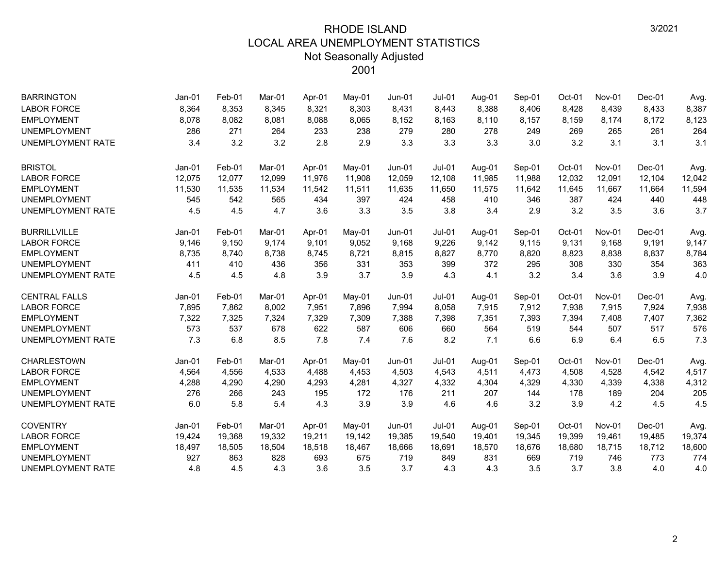# RHODE ISLAND
## LOCAL AREA UNEMPLOYMENT STATISTICS
### Not Seasonally Adjusted
### 2001

| BARRINGTON | Jan-01 | Feb-01 | Mar-01 | Apr-01 | May-01 | Jun-01 | Jul-01 | Aug-01 | Sep-01 | Oct-01 | Nov-01 | Dec-01 | Avg. |
|---|---|---|---|---|---|---|---|---|---|---|---|---|---|
| LABOR FORCE | 8,364 | 8,353 | 8,345 | 8,321 | 8,303 | 8,431 | 8,443 | 8,388 | 8,406 | 8,428 | 8,439 | 8,433 | 8,387 |
| EMPLOYMENT | 8,078 | 8,082 | 8,081 | 8,088 | 8,065 | 8,152 | 8,163 | 8,110 | 8,157 | 8,159 | 8,174 | 8,172 | 8,123 |
| UNEMPLOYMENT | 286 | 271 | 264 | 233 | 238 | 279 | 280 | 278 | 249 | 269 | 265 | 261 | 264 |
| UNEMPLOYMENT RATE | 3.4 | 3.2 | 3.2 | 2.8 | 2.9 | 3.3 | 3.3 | 3.3 | 3.0 | 3.2 | 3.1 | 3.1 | 3.1 |

| BRISTOL | Jan-01 | Feb-01 | Mar-01 | Apr-01 | May-01 | Jun-01 | Jul-01 | Aug-01 | Sep-01 | Oct-01 | Nov-01 | Dec-01 | Avg. |
|---|---|---|---|---|---|---|---|---|---|---|---|---|---|
| LABOR FORCE | 12,075 | 12,077 | 12,099 | 11,976 | 11,908 | 12,059 | 12,108 | 11,985 | 11,988 | 12,032 | 12,091 | 12,104 | 12,042 |
| EMPLOYMENT | 11,530 | 11,535 | 11,534 | 11,542 | 11,511 | 11,635 | 11,650 | 11,575 | 11,642 | 11,645 | 11,667 | 11,664 | 11,594 |
| UNEMPLOYMENT | 545 | 542 | 565 | 434 | 397 | 424 | 458 | 410 | 346 | 387 | 424 | 440 | 448 |
| UNEMPLOYMENT RATE | 4.5 | 4.5 | 4.7 | 3.6 | 3.3 | 3.5 | 3.8 | 3.4 | 2.9 | 3.2 | 3.5 | 3.6 | 3.7 |

| BURRILLVILLE | Jan-01 | Feb-01 | Mar-01 | Apr-01 | May-01 | Jun-01 | Jul-01 | Aug-01 | Sep-01 | Oct-01 | Nov-01 | Dec-01 | Avg. |
|---|---|---|---|---|---|---|---|---|---|---|---|---|---|
| LABOR FORCE | 9,146 | 9,150 | 9,174 | 9,101 | 9,052 | 9,168 | 9,226 | 9,142 | 9,115 | 9,131 | 9,168 | 9,191 | 9,147 |
| EMPLOYMENT | 8,735 | 8,740 | 8,738 | 8,745 | 8,721 | 8,815 | 8,827 | 8,770 | 8,820 | 8,823 | 8,838 | 8,837 | 8,784 |
| UNEMPLOYMENT | 411 | 410 | 436 | 356 | 331 | 353 | 399 | 372 | 295 | 308 | 330 | 354 | 363 |
| UNEMPLOYMENT RATE | 4.5 | 4.5 | 4.8 | 3.9 | 3.7 | 3.9 | 4.3 | 4.1 | 3.2 | 3.4 | 3.6 | 3.9 | 4.0 |

| CENTRAL FALLS | Jan-01 | Feb-01 | Mar-01 | Apr-01 | May-01 | Jun-01 | Jul-01 | Aug-01 | Sep-01 | Oct-01 | Nov-01 | Dec-01 | Avg. |
|---|---|---|---|---|---|---|---|---|---|---|---|---|---|
| LABOR FORCE | 7,895 | 7,862 | 8,002 | 7,951 | 7,896 | 7,994 | 8,058 | 7,915 | 7,912 | 7,938 | 7,915 | 7,924 | 7,938 |
| EMPLOYMENT | 7,322 | 7,325 | 7,324 | 7,329 | 7,309 | 7,388 | 7,398 | 7,351 | 7,393 | 7,394 | 7,408 | 7,407 | 7,362 |
| UNEMPLOYMENT | 573 | 537 | 678 | 622 | 587 | 606 | 660 | 564 | 519 | 544 | 507 | 517 | 576 |
| UNEMPLOYMENT RATE | 7.3 | 6.8 | 8.5 | 7.8 | 7.4 | 7.6 | 8.2 | 7.1 | 6.6 | 6.9 | 6.4 | 6.5 | 7.3 |

| CHARLESTOWN | Jan-01 | Feb-01 | Mar-01 | Apr-01 | May-01 | Jun-01 | Jul-01 | Aug-01 | Sep-01 | Oct-01 | Nov-01 | Dec-01 | Avg. |
|---|---|---|---|---|---|---|---|---|---|---|---|---|---|
| LABOR FORCE | 4,564 | 4,556 | 4,533 | 4,488 | 4,453 | 4,503 | 4,543 | 4,511 | 4,473 | 4,508 | 4,528 | 4,542 | 4,517 |
| EMPLOYMENT | 4,288 | 4,290 | 4,290 | 4,293 | 4,281 | 4,327 | 4,332 | 4,304 | 4,329 | 4,330 | 4,339 | 4,338 | 4,312 |
| UNEMPLOYMENT | 276 | 266 | 243 | 195 | 172 | 176 | 211 | 207 | 144 | 178 | 189 | 204 | 205 |
| UNEMPLOYMENT RATE | 6.0 | 5.8 | 5.4 | 4.3 | 3.9 | 3.9 | 4.6 | 4.6 | 3.2 | 3.9 | 4.2 | 4.5 | 4.5 |

| COVENTRY | Jan-01 | Feb-01 | Mar-01 | Apr-01 | May-01 | Jun-01 | Jul-01 | Aug-01 | Sep-01 | Oct-01 | Nov-01 | Dec-01 | Avg. |
|---|---|---|---|---|---|---|---|---|---|---|---|---|---|
| LABOR FORCE | 19,424 | 19,368 | 19,332 | 19,211 | 19,142 | 19,385 | 19,540 | 19,401 | 19,345 | 19,399 | 19,461 | 19,485 | 19,374 |
| EMPLOYMENT | 18,497 | 18,505 | 18,504 | 18,518 | 18,467 | 18,666 | 18,691 | 18,570 | 18,676 | 18,680 | 18,715 | 18,712 | 18,600 |
| UNEMPLOYMENT | 927 | 863 | 828 | 693 | 675 | 719 | 849 | 831 | 669 | 719 | 746 | 773 | 774 |
| UNEMPLOYMENT RATE | 4.8 | 4.5 | 4.3 | 3.6 | 3.5 | 3.7 | 4.3 | 4.3 | 3.5 | 3.7 | 3.8 | 4.0 | 4.0 |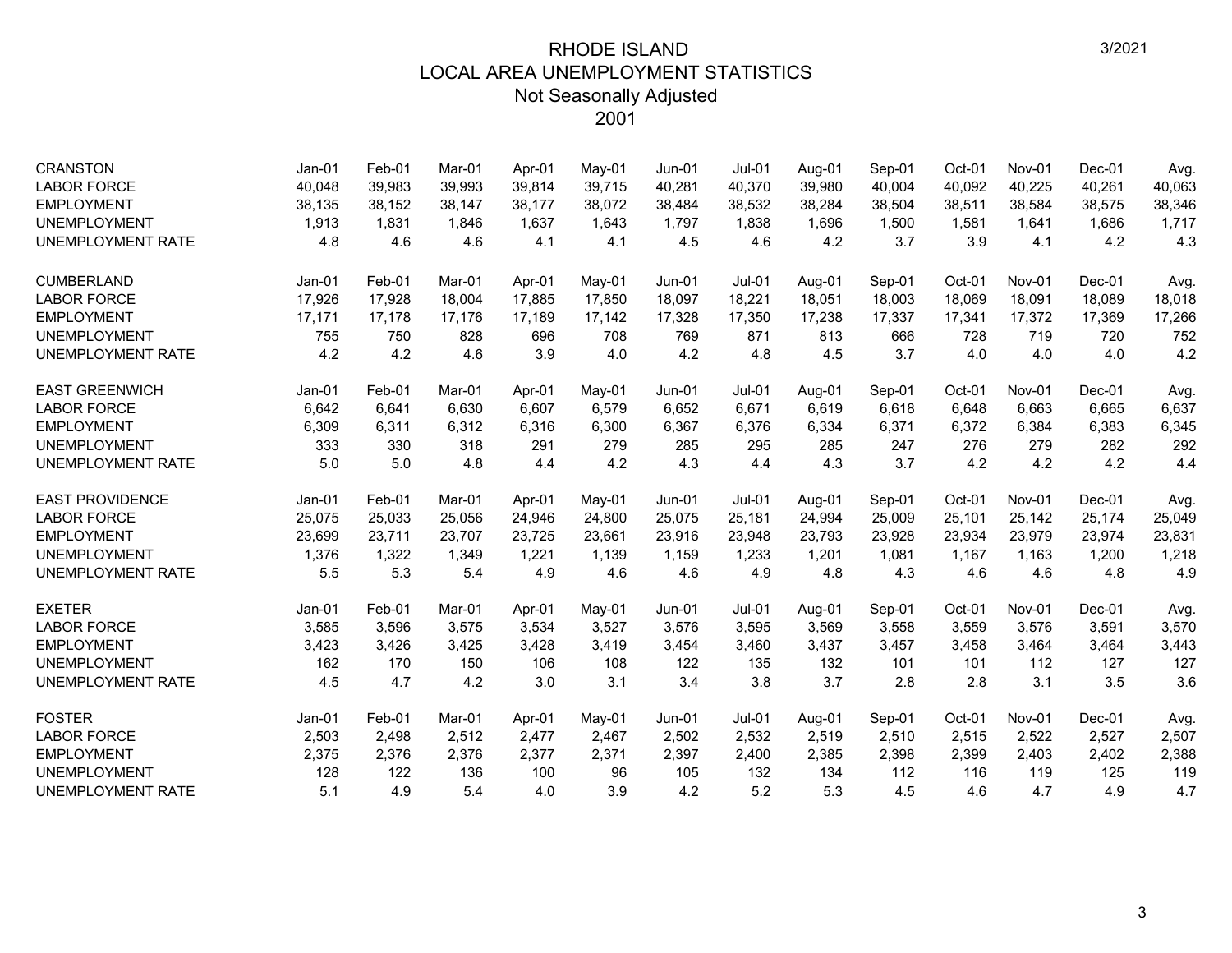# RHODE ISLAND
## LOCAL AREA UNEMPLOYMENT STATISTICS
### Not Seasonally Adjusted
### 2001

| CRANSTON | Jan-01 | Feb-01 | Mar-01 | Apr-01 | May-01 | Jun-01 | Jul-01 | Aug-01 | Sep-01 | Oct-01 | Nov-01 | Dec-01 | Avg. |
|---|---|---|---|---|---|---|---|---|---|---|---|---|---|
| LABOR FORCE | 40,048 | 39,983 | 39,993 | 39,814 | 39,715 | 40,281 | 40,370 | 39,980 | 40,004 | 40,092 | 40,225 | 40,261 | 40,063 |
| EMPLOYMENT | 38,135 | 38,152 | 38,147 | 38,177 | 38,072 | 38,484 | 38,532 | 38,284 | 38,504 | 38,511 | 38,584 | 38,575 | 38,346 |
| UNEMPLOYMENT | 1,913 | 1,831 | 1,846 | 1,637 | 1,643 | 1,797 | 1,838 | 1,696 | 1,500 | 1,581 | 1,641 | 1,686 | 1,717 |
| UNEMPLOYMENT RATE | 4.8 | 4.6 | 4.6 | 4.1 | 4.1 | 4.5 | 4.6 | 4.2 | 3.7 | 3.9 | 4.1 | 4.2 | 4.3 |

| CUMBERLAND | Jan-01 | Feb-01 | Mar-01 | Apr-01 | May-01 | Jun-01 | Jul-01 | Aug-01 | Sep-01 | Oct-01 | Nov-01 | Dec-01 | Avg. |
|---|---|---|---|---|---|---|---|---|---|---|---|---|---|
| LABOR FORCE | 17,926 | 17,928 | 18,004 | 17,885 | 17,850 | 18,097 | 18,221 | 18,051 | 18,003 | 18,069 | 18,091 | 18,089 | 18,018 |
| EMPLOYMENT | 17,171 | 17,178 | 17,176 | 17,189 | 17,142 | 17,328 | 17,350 | 17,238 | 17,337 | 17,341 | 17,372 | 17,369 | 17,266 |
| UNEMPLOYMENT | 755 | 750 | 828 | 696 | 708 | 769 | 871 | 813 | 666 | 728 | 719 | 720 | 752 |
| UNEMPLOYMENT RATE | 4.2 | 4.2 | 4.6 | 3.9 | 4.0 | 4.2 | 4.8 | 4.5 | 3.7 | 4.0 | 4.0 | 4.0 | 4.2 |

| EAST GREENWICH | Jan-01 | Feb-01 | Mar-01 | Apr-01 | May-01 | Jun-01 | Jul-01 | Aug-01 | Sep-01 | Oct-01 | Nov-01 | Dec-01 | Avg. |
|---|---|---|---|---|---|---|---|---|---|---|---|---|---|
| LABOR FORCE | 6,642 | 6,641 | 6,630 | 6,607 | 6,579 | 6,652 | 6,671 | 6,619 | 6,618 | 6,648 | 6,663 | 6,665 | 6,637 |
| EMPLOYMENT | 6,309 | 6,311 | 6,312 | 6,316 | 6,300 | 6,367 | 6,376 | 6,334 | 6,371 | 6,372 | 6,384 | 6,383 | 6,345 |
| UNEMPLOYMENT | 333 | 330 | 318 | 291 | 279 | 285 | 295 | 285 | 247 | 276 | 279 | 282 | 292 |
| UNEMPLOYMENT RATE | 5.0 | 5.0 | 4.8 | 4.4 | 4.2 | 4.3 | 4.4 | 4.3 | 3.7 | 4.2 | 4.2 | 4.2 | 4.4 |

| EAST PROVIDENCE | Jan-01 | Feb-01 | Mar-01 | Apr-01 | May-01 | Jun-01 | Jul-01 | Aug-01 | Sep-01 | Oct-01 | Nov-01 | Dec-01 | Avg. |
|---|---|---|---|---|---|---|---|---|---|---|---|---|---|
| LABOR FORCE | 25,075 | 25,033 | 25,056 | 24,946 | 24,800 | 25,075 | 25,181 | 24,994 | 25,009 | 25,101 | 25,142 | 25,174 | 25,049 |
| EMPLOYMENT | 23,699 | 23,711 | 23,707 | 23,725 | 23,661 | 23,916 | 23,948 | 23,793 | 23,928 | 23,934 | 23,979 | 23,974 | 23,831 |
| UNEMPLOYMENT | 1,376 | 1,322 | 1,349 | 1,221 | 1,139 | 1,159 | 1,233 | 1,201 | 1,081 | 1,167 | 1,163 | 1,200 | 1,218 |
| UNEMPLOYMENT RATE | 5.5 | 5.3 | 5.4 | 4.9 | 4.6 | 4.6 | 4.9 | 4.8 | 4.3 | 4.6 | 4.6 | 4.8 | 4.9 |

| EXETER | Jan-01 | Feb-01 | Mar-01 | Apr-01 | May-01 | Jun-01 | Jul-01 | Aug-01 | Sep-01 | Oct-01 | Nov-01 | Dec-01 | Avg. |
|---|---|---|---|---|---|---|---|---|---|---|---|---|---|
| LABOR FORCE | 3,585 | 3,596 | 3,575 | 3,534 | 3,527 | 3,576 | 3,595 | 3,569 | 3,558 | 3,559 | 3,576 | 3,591 | 3,570 |
| EMPLOYMENT | 3,423 | 3,426 | 3,425 | 3,428 | 3,419 | 3,454 | 3,460 | 3,437 | 3,457 | 3,458 | 3,464 | 3,464 | 3,443 |
| UNEMPLOYMENT | 162 | 170 | 150 | 106 | 108 | 122 | 135 | 132 | 101 | 101 | 112 | 127 | 127 |
| UNEMPLOYMENT RATE | 4.5 | 4.7 | 4.2 | 3.0 | 3.1 | 3.4 | 3.8 | 3.7 | 2.8 | 2.8 | 3.1 | 3.5 | 3.6 |

| FOSTER | Jan-01 | Feb-01 | Mar-01 | Apr-01 | May-01 | Jun-01 | Jul-01 | Aug-01 | Sep-01 | Oct-01 | Nov-01 | Dec-01 | Avg. |
|---|---|---|---|---|---|---|---|---|---|---|---|---|---|
| LABOR FORCE | 2,503 | 2,498 | 2,512 | 2,477 | 2,467 | 2,502 | 2,532 | 2,519 | 2,510 | 2,515 | 2,522 | 2,527 | 2,507 |
| EMPLOYMENT | 2,375 | 2,376 | 2,376 | 2,377 | 2,371 | 2,397 | 2,400 | 2,385 | 2,398 | 2,399 | 2,403 | 2,402 | 2,388 |
| UNEMPLOYMENT | 128 | 122 | 136 | 100 | 96 | 105 | 132 | 134 | 112 | 116 | 119 | 125 | 119 |
| UNEMPLOYMENT RATE | 5.1 | 4.9 | 5.4 | 4.0 | 3.9 | 4.2 | 5.2 | 5.3 | 4.5 | 4.6 | 4.7 | 4.9 | 4.7 |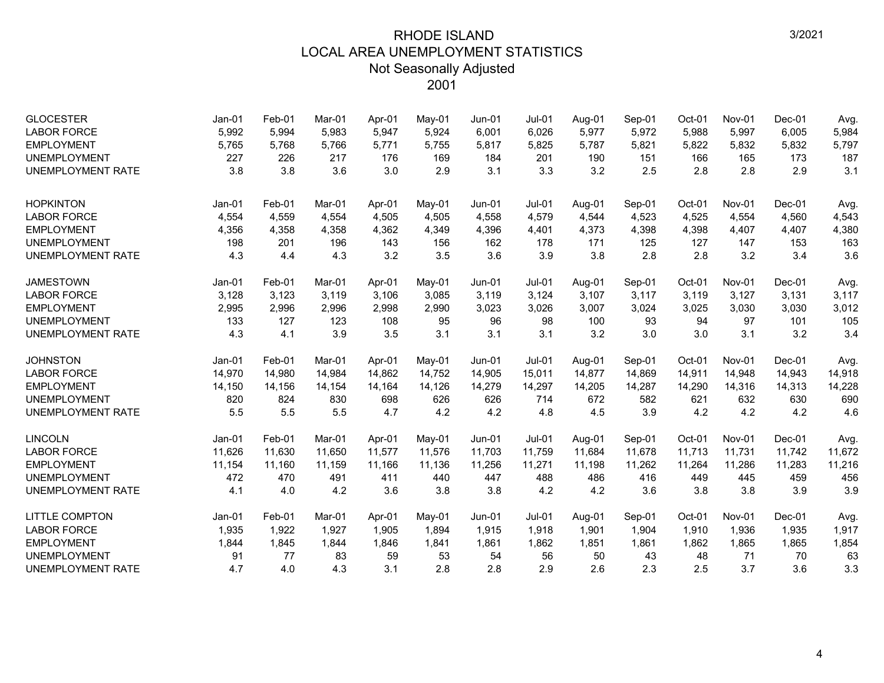# RHODE ISLAND
## LOCAL AREA UNEMPLOYMENT STATISTICS
### Not Seasonally Adjusted
### 2001

| GLOCESTER | Jan-01 | Feb-01 | Mar-01 | Apr-01 | May-01 | Jun-01 | Jul-01 | Aug-01 | Sep-01 | Oct-01 | Nov-01 | Dec-01 | Avg. |
|---|---|---|---|---|---|---|---|---|---|---|---|---|---|
| LABOR FORCE | 5,992 | 5,994 | 5,983 | 5,947 | 5,924 | 6,001 | 6,026 | 5,977 | 5,972 | 5,988 | 5,997 | 6,005 | 5,984 |
| EMPLOYMENT | 5,765 | 5,768 | 5,766 | 5,771 | 5,755 | 5,817 | 5,825 | 5,787 | 5,821 | 5,822 | 5,832 | 5,832 | 5,797 |
| UNEMPLOYMENT | 227 | 226 | 217 | 176 | 169 | 184 | 201 | 190 | 151 | 166 | 165 | 173 | 187 |
| UNEMPLOYMENT RATE | 3.8 | 3.8 | 3.6 | 3.0 | 2.9 | 3.1 | 3.3 | 3.2 | 2.5 | 2.8 | 2.8 | 2.9 | 3.1 |

| HOPKINTON | Jan-01 | Feb-01 | Mar-01 | Apr-01 | May-01 | Jun-01 | Jul-01 | Aug-01 | Sep-01 | Oct-01 | Nov-01 | Dec-01 | Avg. |
|---|---|---|---|---|---|---|---|---|---|---|---|---|---|
| LABOR FORCE | 4,554 | 4,559 | 4,554 | 4,505 | 4,505 | 4,558 | 4,579 | 4,544 | 4,523 | 4,525 | 4,554 | 4,560 | 4,543 |
| EMPLOYMENT | 4,356 | 4,358 | 4,358 | 4,362 | 4,349 | 4,396 | 4,401 | 4,373 | 4,398 | 4,398 | 4,407 | 4,407 | 4,380 |
| UNEMPLOYMENT | 198 | 201 | 196 | 143 | 156 | 162 | 178 | 171 | 125 | 127 | 147 | 153 | 163 |
| UNEMPLOYMENT RATE | 4.3 | 4.4 | 4.3 | 3.2 | 3.5 | 3.6 | 3.9 | 3.8 | 2.8 | 2.8 | 3.2 | 3.4 | 3.6 |

| JAMESTOWN | Jan-01 | Feb-01 | Mar-01 | Apr-01 | May-01 | Jun-01 | Jul-01 | Aug-01 | Sep-01 | Oct-01 | Nov-01 | Dec-01 | Avg. |
|---|---|---|---|---|---|---|---|---|---|---|---|---|---|
| LABOR FORCE | 3,128 | 3,123 | 3,119 | 3,106 | 3,085 | 3,119 | 3,124 | 3,107 | 3,117 | 3,119 | 3,127 | 3,131 | 3,117 |
| EMPLOYMENT | 2,995 | 2,996 | 2,996 | 2,998 | 2,990 | 3,023 | 3,026 | 3,007 | 3,024 | 3,025 | 3,030 | 3,030 | 3,012 |
| UNEMPLOYMENT | 133 | 127 | 123 | 108 | 95 | 96 | 98 | 100 | 93 | 94 | 97 | 101 | 105 |
| UNEMPLOYMENT RATE | 4.3 | 4.1 | 3.9 | 3.5 | 3.1 | 3.1 | 3.1 | 3.2 | 3.0 | 3.0 | 3.1 | 3.2 | 3.4 |

| JOHNSTON | Jan-01 | Feb-01 | Mar-01 | Apr-01 | May-01 | Jun-01 | Jul-01 | Aug-01 | Sep-01 | Oct-01 | Nov-01 | Dec-01 | Avg. |
|---|---|---|---|---|---|---|---|---|---|---|---|---|---|
| LABOR FORCE | 14,970 | 14,980 | 14,984 | 14,862 | 14,752 | 14,905 | 15,011 | 14,877 | 14,869 | 14,911 | 14,948 | 14,943 | 14,918 |
| EMPLOYMENT | 14,150 | 14,156 | 14,154 | 14,164 | 14,126 | 14,279 | 14,297 | 14,205 | 14,287 | 14,290 | 14,316 | 14,313 | 14,228 |
| UNEMPLOYMENT | 820 | 824 | 830 | 698 | 626 | 626 | 714 | 672 | 582 | 621 | 632 | 630 | 690 |
| UNEMPLOYMENT RATE | 5.5 | 5.5 | 5.5 | 4.7 | 4.2 | 4.2 | 4.8 | 4.5 | 3.9 | 4.2 | 4.2 | 4.2 | 4.6 |

| LINCOLN | Jan-01 | Feb-01 | Mar-01 | Apr-01 | May-01 | Jun-01 | Jul-01 | Aug-01 | Sep-01 | Oct-01 | Nov-01 | Dec-01 | Avg. |
|---|---|---|---|---|---|---|---|---|---|---|---|---|---|
| LABOR FORCE | 11,626 | 11,630 | 11,650 | 11,577 | 11,576 | 11,703 | 11,759 | 11,684 | 11,678 | 11,713 | 11,731 | 11,742 | 11,672 |
| EMPLOYMENT | 11,154 | 11,160 | 11,159 | 11,166 | 11,136 | 11,256 | 11,271 | 11,198 | 11,262 | 11,264 | 11,286 | 11,283 | 11,216 |
| UNEMPLOYMENT | 472 | 470 | 491 | 411 | 440 | 447 | 488 | 486 | 416 | 449 | 445 | 459 | 456 |
| UNEMPLOYMENT RATE | 4.1 | 4.0 | 4.2 | 3.6 | 3.8 | 3.8 | 4.2 | 4.2 | 3.6 | 3.8 | 3.8 | 3.9 | 3.9 |

| LITTLE COMPTON | Jan-01 | Feb-01 | Mar-01 | Apr-01 | May-01 | Jun-01 | Jul-01 | Aug-01 | Sep-01 | Oct-01 | Nov-01 | Dec-01 | Avg. |
|---|---|---|---|---|---|---|---|---|---|---|---|---|---|
| LABOR FORCE | 1,935 | 1,922 | 1,927 | 1,905 | 1,894 | 1,915 | 1,918 | 1,901 | 1,904 | 1,910 | 1,936 | 1,935 | 1,917 |
| EMPLOYMENT | 1,844 | 1,845 | 1,844 | 1,846 | 1,841 | 1,861 | 1,862 | 1,851 | 1,861 | 1,862 | 1,865 | 1,865 | 1,854 |
| UNEMPLOYMENT | 91 | 77 | 83 | 59 | 53 | 54 | 56 | 50 | 43 | 48 | 71 | 70 | 63 |
| UNEMPLOYMENT RATE | 4.7 | 4.0 | 4.3 | 3.1 | 2.8 | 2.8 | 2.9 | 2.6 | 2.3 | 2.5 | 3.7 | 3.6 | 3.3 |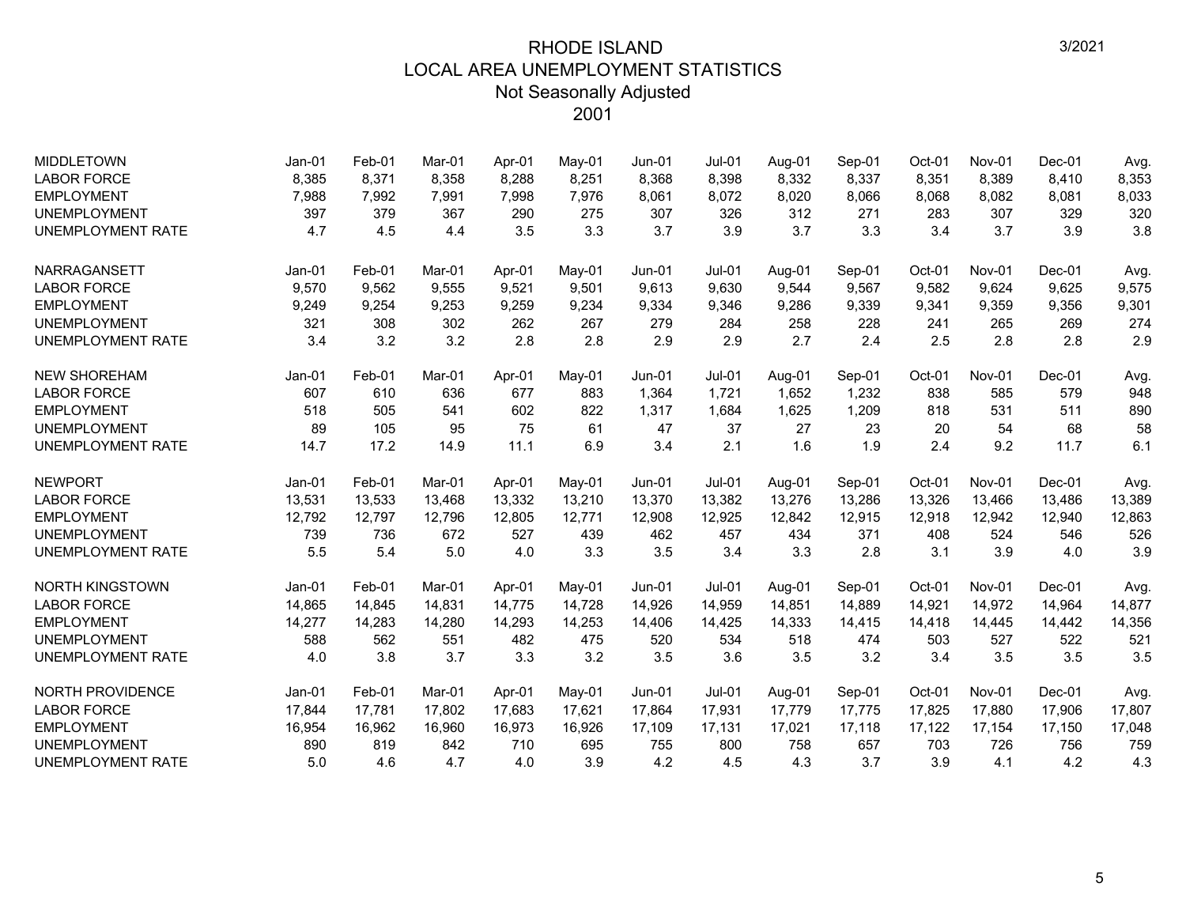# RHODE ISLAND
## LOCAL AREA UNEMPLOYMENT STATISTICS
### Not Seasonally Adjusted
### 2001

3/2021

| MIDDLETOWN | Jan-01 | Feb-01 | Mar-01 | Apr-01 | May-01 | Jun-01 | Jul-01 | Aug-01 | Sep-01 | Oct-01 | Nov-01 | Dec-01 | Avg. |
|---|---|---|---|---|---|---|---|---|---|---|---|---|---|
| LABOR FORCE | 8,385 | 8,371 | 8,358 | 8,288 | 8,251 | 8,368 | 8,398 | 8,332 | 8,337 | 8,351 | 8,389 | 8,410 | 8,353 |
| EMPLOYMENT | 7,988 | 7,992 | 7,991 | 7,998 | 7,976 | 8,061 | 8,072 | 8,020 | 8,066 | 8,068 | 8,082 | 8,081 | 8,033 |
| UNEMPLOYMENT | 397 | 379 | 367 | 290 | 275 | 307 | 326 | 312 | 271 | 283 | 307 | 329 | 320 |
| UNEMPLOYMENT RATE | 4.7 | 4.5 | 4.4 | 3.5 | 3.3 | 3.7 | 3.9 | 3.7 | 3.3 | 3.4 | 3.7 | 3.9 | 3.8 |

| NARRAGANSETT | Jan-01 | Feb-01 | Mar-01 | Apr-01 | May-01 | Jun-01 | Jul-01 | Aug-01 | Sep-01 | Oct-01 | Nov-01 | Dec-01 | Avg. |
|---|---|---|---|---|---|---|---|---|---|---|---|---|---|
| LABOR FORCE | 9,570 | 9,562 | 9,555 | 9,521 | 9,501 | 9,613 | 9,630 | 9,544 | 9,567 | 9,582 | 9,624 | 9,625 | 9,575 |
| EMPLOYMENT | 9,249 | 9,254 | 9,253 | 9,259 | 9,234 | 9,334 | 9,346 | 9,286 | 9,339 | 9,341 | 9,359 | 9,356 | 9,301 |
| UNEMPLOYMENT | 321 | 308 | 302 | 262 | 267 | 279 | 284 | 258 | 228 | 241 | 265 | 269 | 274 |
| UNEMPLOYMENT RATE | 3.4 | 3.2 | 3.2 | 2.8 | 2.8 | 2.9 | 2.9 | 2.7 | 2.4 | 2.5 | 2.8 | 2.8 | 2.9 |

| NEW SHOREHAM | Jan-01 | Feb-01 | Mar-01 | Apr-01 | May-01 | Jun-01 | Jul-01 | Aug-01 | Sep-01 | Oct-01 | Nov-01 | Dec-01 | Avg. |
|---|---|---|---|---|---|---|---|---|---|---|---|---|---|
| LABOR FORCE | 607 | 610 | 636 | 677 | 883 | 1,364 | 1,721 | 1,652 | 1,232 | 838 | 585 | 579 | 948 |
| EMPLOYMENT | 518 | 505 | 541 | 602 | 822 | 1,317 | 1,684 | 1,625 | 1,209 | 818 | 531 | 511 | 890 |
| UNEMPLOYMENT | 89 | 105 | 95 | 75 | 61 | 47 | 37 | 27 | 23 | 20 | 54 | 68 | 58 |
| UNEMPLOYMENT RATE | 14.7 | 17.2 | 14.9 | 11.1 | 6.9 | 3.4 | 2.1 | 1.6 | 1.9 | 2.4 | 9.2 | 11.7 | 6.1 |

| NEWPORT | Jan-01 | Feb-01 | Mar-01 | Apr-01 | May-01 | Jun-01 | Jul-01 | Aug-01 | Sep-01 | Oct-01 | Nov-01 | Dec-01 | Avg. |
|---|---|---|---|---|---|---|---|---|---|---|---|---|---|
| LABOR FORCE | 13,531 | 13,533 | 13,468 | 13,332 | 13,210 | 13,370 | 13,382 | 13,276 | 13,286 | 13,326 | 13,466 | 13,486 | 13,389 |
| EMPLOYMENT | 12,792 | 12,797 | 12,796 | 12,805 | 12,771 | 12,908 | 12,925 | 12,842 | 12,915 | 12,918 | 12,942 | 12,940 | 12,863 |
| UNEMPLOYMENT | 739 | 736 | 672 | 527 | 439 | 462 | 457 | 434 | 371 | 408 | 524 | 546 | 526 |
| UNEMPLOYMENT RATE | 5.5 | 5.4 | 5.0 | 4.0 | 3.3 | 3.5 | 3.4 | 3.3 | 2.8 | 3.1 | 3.9 | 4.0 | 3.9 |

| NORTH KINGSTOWN | Jan-01 | Feb-01 | Mar-01 | Apr-01 | May-01 | Jun-01 | Jul-01 | Aug-01 | Sep-01 | Oct-01 | Nov-01 | Dec-01 | Avg. |
|---|---|---|---|---|---|---|---|---|---|---|---|---|---|
| LABOR FORCE | 14,865 | 14,845 | 14,831 | 14,775 | 14,728 | 14,926 | 14,959 | 14,851 | 14,889 | 14,921 | 14,972 | 14,964 | 14,877 |
| EMPLOYMENT | 14,277 | 14,283 | 14,280 | 14,293 | 14,253 | 14,406 | 14,425 | 14,333 | 14,415 | 14,418 | 14,445 | 14,442 | 14,356 |
| UNEMPLOYMENT | 588 | 562 | 551 | 482 | 475 | 520 | 534 | 518 | 474 | 503 | 527 | 522 | 521 |
| UNEMPLOYMENT RATE | 4.0 | 3.8 | 3.7 | 3.3 | 3.2 | 3.5 | 3.6 | 3.5 | 3.2 | 3.4 | 3.5 | 3.5 | 3.5 |

| NORTH PROVIDENCE | Jan-01 | Feb-01 | Mar-01 | Apr-01 | May-01 | Jun-01 | Jul-01 | Aug-01 | Sep-01 | Oct-01 | Nov-01 | Dec-01 | Avg. |
|---|---|---|---|---|---|---|---|---|---|---|---|---|---|
| LABOR FORCE | 17,844 | 17,781 | 17,802 | 17,683 | 17,621 | 17,864 | 17,931 | 17,779 | 17,775 | 17,825 | 17,880 | 17,906 | 17,807 |
| EMPLOYMENT | 16,954 | 16,962 | 16,960 | 16,973 | 16,926 | 17,109 | 17,131 | 17,021 | 17,118 | 17,122 | 17,154 | 17,150 | 17,048 |
| UNEMPLOYMENT | 890 | 819 | 842 | 710 | 695 | 755 | 800 | 758 | 657 | 703 | 726 | 756 | 759 |
| UNEMPLOYMENT RATE | 5.0 | 4.6 | 4.7 | 4.0 | 3.9 | 4.2 | 4.5 | 4.3 | 3.7 | 3.9 | 4.1 | 4.2 | 4.3 |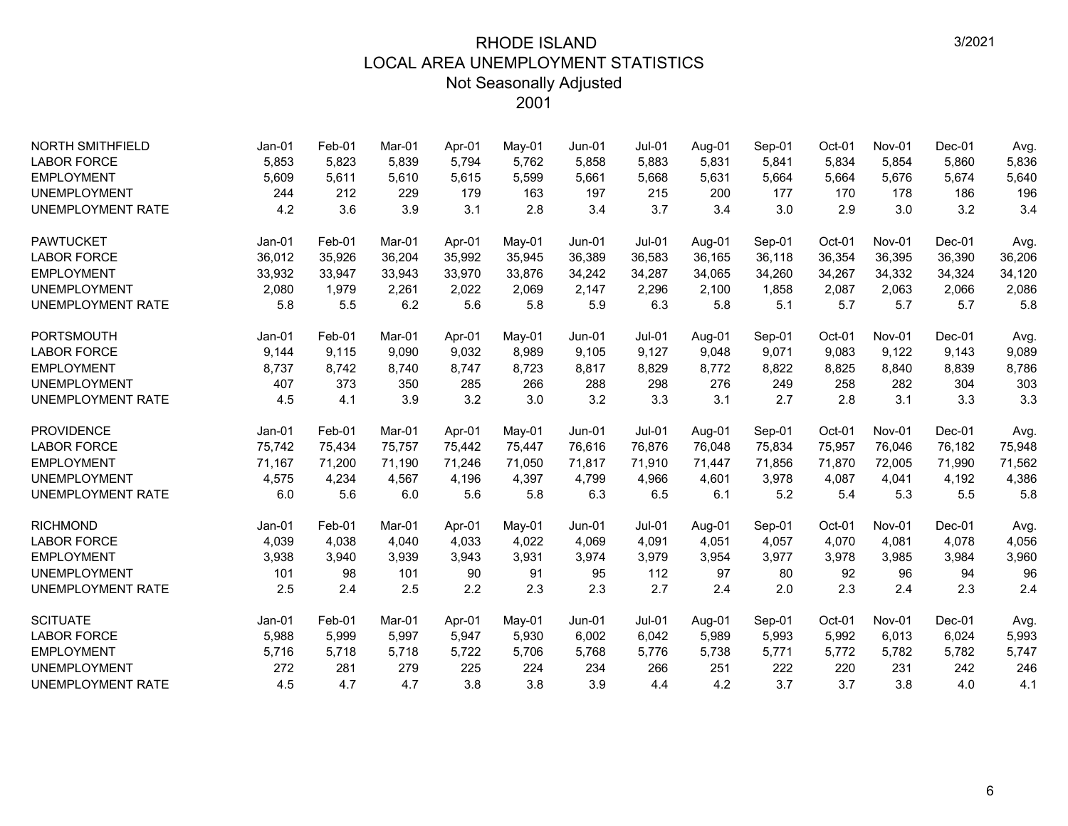# RHODE ISLAND
## LOCAL AREA UNEMPLOYMENT STATISTICS
### Not Seasonally Adjusted
### 2001

3/2021

| NORTH SMITHFIELD | Jan-01 | Feb-01 | Mar-01 | Apr-01 | May-01 | Jun-01 | Jul-01 | Aug-01 | Sep-01 | Oct-01 | Nov-01 | Dec-01 | Avg. |
|---|---|---|---|---|---|---|---|---|---|---|---|---|---|
| LABOR FORCE | 5,853 | 5,823 | 5,839 | 5,794 | 5,762 | 5,858 | 5,883 | 5,831 | 5,841 | 5,834 | 5,854 | 5,860 | 5,836 |
| EMPLOYMENT | 5,609 | 5,611 | 5,610 | 5,615 | 5,599 | 5,661 | 5,668 | 5,631 | 5,664 | 5,664 | 5,676 | 5,674 | 5,640 |
| UNEMPLOYMENT | 244 | 212 | 229 | 179 | 163 | 197 | 215 | 200 | 177 | 170 | 178 | 186 | 196 |
| UNEMPLOYMENT RATE | 4.2 | 3.6 | 3.9 | 3.1 | 2.8 | 3.4 | 3.7 | 3.4 | 3.0 | 2.9 | 3.0 | 3.2 | 3.4 |

| PAWTUCKET | Jan-01 | Feb-01 | Mar-01 | Apr-01 | May-01 | Jun-01 | Jul-01 | Aug-01 | Sep-01 | Oct-01 | Nov-01 | Dec-01 | Avg. |
|---|---|---|---|---|---|---|---|---|---|---|---|---|---|
| LABOR FORCE | 36,012 | 35,926 | 36,204 | 35,992 | 35,945 | 36,389 | 36,583 | 36,165 | 36,118 | 36,354 | 36,395 | 36,390 | 36,206 |
| EMPLOYMENT | 33,932 | 33,947 | 33,943 | 33,970 | 33,876 | 34,242 | 34,287 | 34,065 | 34,260 | 34,267 | 34,332 | 34,324 | 34,120 |
| UNEMPLOYMENT | 2,080 | 1,979 | 2,261 | 2,022 | 2,069 | 2,147 | 2,296 | 2,100 | 1,858 | 2,087 | 2,063 | 2,066 | 2,086 |
| UNEMPLOYMENT RATE | 5.8 | 5.5 | 6.2 | 5.6 | 5.8 | 5.9 | 6.3 | 5.8 | 5.1 | 5.7 | 5.7 | 5.7 | 5.8 |

| PORTSMOUTH | Jan-01 | Feb-01 | Mar-01 | Apr-01 | May-01 | Jun-01 | Jul-01 | Aug-01 | Sep-01 | Oct-01 | Nov-01 | Dec-01 | Avg. |
|---|---|---|---|---|---|---|---|---|---|---|---|---|---|
| LABOR FORCE | 9,144 | 9,115 | 9,090 | 9,032 | 8,989 | 9,105 | 9,127 | 9,048 | 9,071 | 9,083 | 9,122 | 9,143 | 9,089 |
| EMPLOYMENT | 8,737 | 8,742 | 8,740 | 8,747 | 8,723 | 8,817 | 8,829 | 8,772 | 8,822 | 8,825 | 8,840 | 8,839 | 8,786 |
| UNEMPLOYMENT | 407 | 373 | 350 | 285 | 266 | 288 | 298 | 276 | 249 | 258 | 282 | 304 | 303 |
| UNEMPLOYMENT RATE | 4.5 | 4.1 | 3.9 | 3.2 | 3.0 | 3.2 | 3.3 | 3.1 | 2.7 | 2.8 | 3.1 | 3.3 | 3.3 |

| PROVIDENCE | Jan-01 | Feb-01 | Mar-01 | Apr-01 | May-01 | Jun-01 | Jul-01 | Aug-01 | Sep-01 | Oct-01 | Nov-01 | Dec-01 | Avg. |
|---|---|---|---|---|---|---|---|---|---|---|---|---|---|
| LABOR FORCE | 75,742 | 75,434 | 75,757 | 75,442 | 75,447 | 76,616 | 76,876 | 76,048 | 75,834 | 75,957 | 76,046 | 76,182 | 75,948 |
| EMPLOYMENT | 71,167 | 71,200 | 71,190 | 71,246 | 71,050 | 71,817 | 71,910 | 71,447 | 71,856 | 71,870 | 72,005 | 71,990 | 71,562 |
| UNEMPLOYMENT | 4,575 | 4,234 | 4,567 | 4,196 | 4,397 | 4,799 | 4,966 | 4,601 | 3,978 | 4,087 | 4,041 | 4,192 | 4,386 |
| UNEMPLOYMENT RATE | 6.0 | 5.6 | 6.0 | 5.6 | 5.8 | 6.3 | 6.5 | 6.1 | 5.2 | 5.4 | 5.3 | 5.5 | 5.8 |

| RICHMOND | Jan-01 | Feb-01 | Mar-01 | Apr-01 | May-01 | Jun-01 | Jul-01 | Aug-01 | Sep-01 | Oct-01 | Nov-01 | Dec-01 | Avg. |
|---|---|---|---|---|---|---|---|---|---|---|---|---|---|
| LABOR FORCE | 4,039 | 4,038 | 4,040 | 4,033 | 4,022 | 4,069 | 4,091 | 4,051 | 4,057 | 4,070 | 4,081 | 4,078 | 4,056 |
| EMPLOYMENT | 3,938 | 3,940 | 3,939 | 3,943 | 3,931 | 3,974 | 3,979 | 3,954 | 3,977 | 3,978 | 3,985 | 3,984 | 3,960 |
| UNEMPLOYMENT | 101 | 98 | 101 | 90 | 91 | 95 | 112 | 97 | 80 | 92 | 96 | 94 | 96 |
| UNEMPLOYMENT RATE | 2.5 | 2.4 | 2.5 | 2.2 | 2.3 | 2.3 | 2.7 | 2.4 | 2.0 | 2.3 | 2.4 | 2.3 | 2.4 |

| SCITUATE | Jan-01 | Feb-01 | Mar-01 | Apr-01 | May-01 | Jun-01 | Jul-01 | Aug-01 | Sep-01 | Oct-01 | Nov-01 | Dec-01 | Avg. |
|---|---|---|---|---|---|---|---|---|---|---|---|---|---|
| LABOR FORCE | 5,988 | 5,999 | 5,997 | 5,947 | 5,930 | 6,002 | 6,042 | 5,989 | 5,993 | 5,992 | 6,013 | 6,024 | 5,993 |
| EMPLOYMENT | 5,716 | 5,718 | 5,718 | 5,722 | 5,706 | 5,768 | 5,776 | 5,738 | 5,771 | 5,772 | 5,782 | 5,782 | 5,747 |
| UNEMPLOYMENT | 272 | 281 | 279 | 225 | 224 | 234 | 266 | 251 | 222 | 220 | 231 | 242 | 246 |
| UNEMPLOYMENT RATE | 4.5 | 4.7 | 4.7 | 3.8 | 3.8 | 3.9 | 4.4 | 4.2 | 3.7 | 3.7 | 3.8 | 4.0 | 4.1 |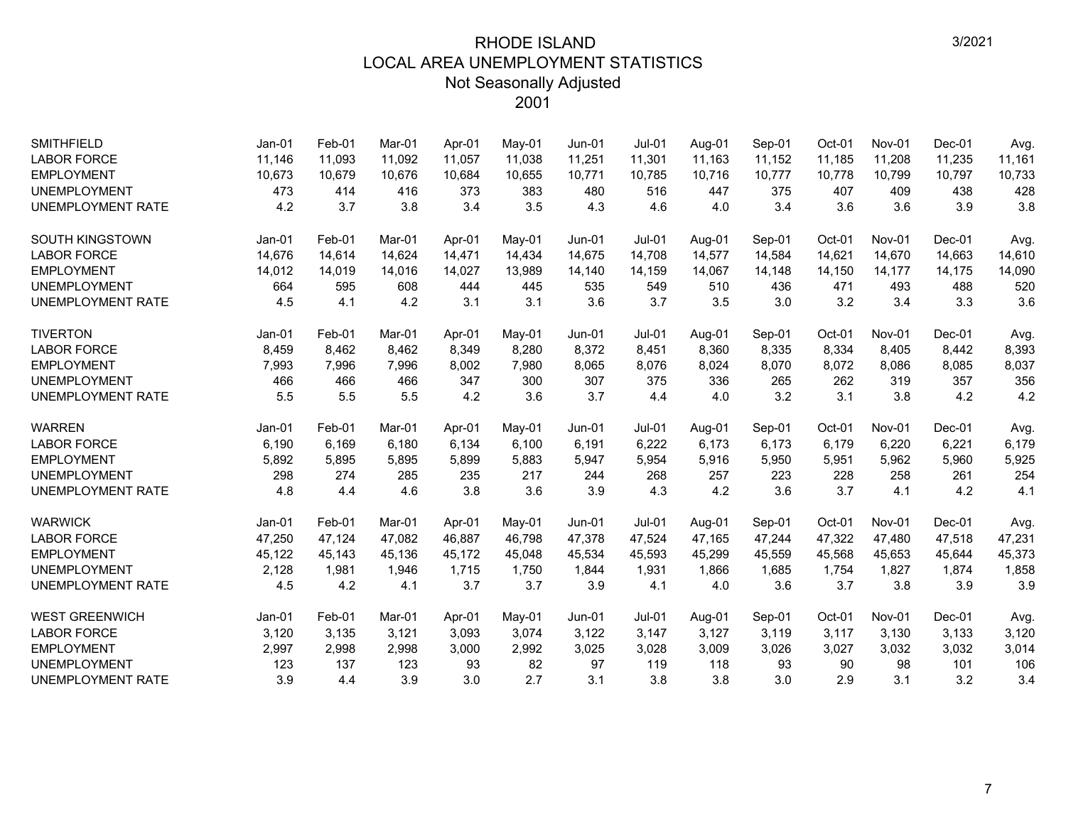# RHODE ISLAND
## LOCAL AREA UNEMPLOYMENT STATISTICS
### Not Seasonally Adjusted
### 2001

3/2021

| SMITHFIELD | Jan-01 | Feb-01 | Mar-01 | Apr-01 | May-01 | Jun-01 | Jul-01 | Aug-01 | Sep-01 | Oct-01 | Nov-01 | Dec-01 | Avg. |
|---|---|---|---|---|---|---|---|---|---|---|---|---|---|
| LABOR FORCE | 11,146 | 11,093 | 11,092 | 11,057 | 11,038 | 11,251 | 11,301 | 11,163 | 11,152 | 11,185 | 11,208 | 11,235 | 11,161 |
| EMPLOYMENT | 10,673 | 10,679 | 10,676 | 10,684 | 10,655 | 10,771 | 10,785 | 10,716 | 10,777 | 10,778 | 10,799 | 10,797 | 10,733 |
| UNEMPLOYMENT | 473 | 414 | 416 | 373 | 383 | 480 | 516 | 447 | 375 | 407 | 409 | 438 | 428 |
| UNEMPLOYMENT RATE | 4.2 | 3.7 | 3.8 | 3.4 | 3.5 | 4.3 | 4.6 | 4.0 | 3.4 | 3.6 | 3.6 | 3.9 | 3.8 |

| SOUTH KINGSTOWN | Jan-01 | Feb-01 | Mar-01 | Apr-01 | May-01 | Jun-01 | Jul-01 | Aug-01 | Sep-01 | Oct-01 | Nov-01 | Dec-01 | Avg. |
|---|---|---|---|---|---|---|---|---|---|---|---|---|---|
| LABOR FORCE | 14,676 | 14,614 | 14,624 | 14,471 | 14,434 | 14,675 | 14,708 | 14,577 | 14,584 | 14,621 | 14,670 | 14,663 | 14,610 |
| EMPLOYMENT | 14,012 | 14,019 | 14,016 | 14,027 | 13,989 | 14,140 | 14,159 | 14,067 | 14,148 | 14,150 | 14,177 | 14,175 | 14,090 |
| UNEMPLOYMENT | 664 | 595 | 608 | 444 | 445 | 535 | 549 | 510 | 436 | 471 | 493 | 488 | 520 |
| UNEMPLOYMENT RATE | 4.5 | 4.1 | 4.2 | 3.1 | 3.1 | 3.6 | 3.7 | 3.5 | 3.0 | 3.2 | 3.4 | 3.3 | 3.6 |

| TIVERTON | Jan-01 | Feb-01 | Mar-01 | Apr-01 | May-01 | Jun-01 | Jul-01 | Aug-01 | Sep-01 | Oct-01 | Nov-01 | Dec-01 | Avg. |
|---|---|---|---|---|---|---|---|---|---|---|---|---|---|
| LABOR FORCE | 8,459 | 8,462 | 8,462 | 8,349 | 8,280 | 8,372 | 8,451 | 8,360 | 8,335 | 8,334 | 8,405 | 8,442 | 8,393 |
| EMPLOYMENT | 7,993 | 7,996 | 7,996 | 8,002 | 7,980 | 8,065 | 8,076 | 8,024 | 8,070 | 8,072 | 8,086 | 8,085 | 8,037 |
| UNEMPLOYMENT | 466 | 466 | 466 | 347 | 300 | 307 | 375 | 336 | 265 | 262 | 319 | 357 | 356 |
| UNEMPLOYMENT RATE | 5.5 | 5.5 | 5.5 | 4.2 | 3.6 | 3.7 | 4.4 | 4.0 | 3.2 | 3.1 | 3.8 | 4.2 | 4.2 |

| WARREN | Jan-01 | Feb-01 | Mar-01 | Apr-01 | May-01 | Jun-01 | Jul-01 | Aug-01 | Sep-01 | Oct-01 | Nov-01 | Dec-01 | Avg. |
|---|---|---|---|---|---|---|---|---|---|---|---|---|---|
| LABOR FORCE | 6,190 | 6,169 | 6,180 | 6,134 | 6,100 | 6,191 | 6,222 | 6,173 | 6,173 | 6,179 | 6,220 | 6,221 | 6,179 |
| EMPLOYMENT | 5,892 | 5,895 | 5,895 | 5,899 | 5,883 | 5,947 | 5,954 | 5,916 | 5,950 | 5,951 | 5,962 | 5,960 | 5,925 |
| UNEMPLOYMENT | 298 | 274 | 285 | 235 | 217 | 244 | 268 | 257 | 223 | 228 | 258 | 261 | 254 |
| UNEMPLOYMENT RATE | 4.8 | 4.4 | 4.6 | 3.8 | 3.6 | 3.9 | 4.3 | 4.2 | 3.6 | 3.7 | 4.1 | 4.2 | 4.1 |

| WARWICK | Jan-01 | Feb-01 | Mar-01 | Apr-01 | May-01 | Jun-01 | Jul-01 | Aug-01 | Sep-01 | Oct-01 | Nov-01 | Dec-01 | Avg. |
|---|---|---|---|---|---|---|---|---|---|---|---|---|---|
| LABOR FORCE | 47,250 | 47,124 | 47,082 | 46,887 | 46,798 | 47,378 | 47,524 | 47,165 | 47,244 | 47,322 | 47,480 | 47,518 | 47,231 |
| EMPLOYMENT | 45,122 | 45,143 | 45,136 | 45,172 | 45,048 | 45,534 | 45,593 | 45,299 | 45,559 | 45,568 | 45,653 | 45,644 | 45,373 |
| UNEMPLOYMENT | 2,128 | 1,981 | 1,946 | 1,715 | 1,750 | 1,844 | 1,931 | 1,866 | 1,685 | 1,754 | 1,827 | 1,874 | 1,858 |
| UNEMPLOYMENT RATE | 4.5 | 4.2 | 4.1 | 3.7 | 3.7 | 3.9 | 4.1 | 4.0 | 3.6 | 3.7 | 3.8 | 3.9 | 3.9 |

| WEST GREENWICH | Jan-01 | Feb-01 | Mar-01 | Apr-01 | May-01 | Jun-01 | Jul-01 | Aug-01 | Sep-01 | Oct-01 | Nov-01 | Dec-01 | Avg. |
|---|---|---|---|---|---|---|---|---|---|---|---|---|---|
| LABOR FORCE | 3,120 | 3,135 | 3,121 | 3,093 | 3,074 | 3,122 | 3,147 | 3,127 | 3,119 | 3,117 | 3,130 | 3,133 | 3,120 |
| EMPLOYMENT | 2,997 | 2,998 | 2,998 | 3,000 | 2,992 | 3,025 | 3,028 | 3,009 | 3,026 | 3,027 | 3,032 | 3,032 | 3,014 |
| UNEMPLOYMENT | 123 | 137 | 123 | 93 | 82 | 97 | 119 | 118 | 93 | 90 | 98 | 101 | 106 |
| UNEMPLOYMENT RATE | 3.9 | 4.4 | 3.9 | 3.0 | 2.7 | 3.1 | 3.8 | 3.8 | 3.0 | 2.9 | 3.1 | 3.2 | 3.4 |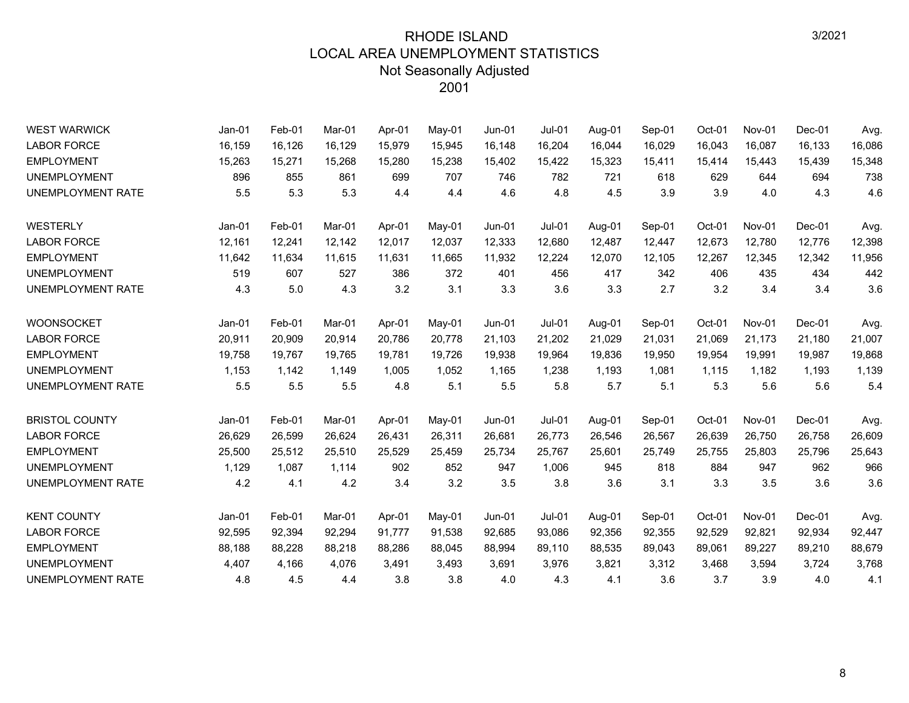# RHODE ISLAND
## LOCAL AREA UNEMPLOYMENT STATISTICS
### Not Seasonally Adjusted
### 2001

3/2021

| WEST WARWICK | Jan-01 | Feb-01 | Mar-01 | Apr-01 | May-01 | Jun-01 | Jul-01 | Aug-01 | Sep-01 | Oct-01 | Nov-01 | Dec-01 | Avg. |
|---|---|---|---|---|---|---|---|---|---|---|---|---|---|
| LABOR FORCE | 16,159 | 16,126 | 16,129 | 15,979 | 15,945 | 16,148 | 16,204 | 16,044 | 16,029 | 16,043 | 16,087 | 16,133 | 16,086 |
| EMPLOYMENT | 15,263 | 15,271 | 15,268 | 15,280 | 15,238 | 15,402 | 15,422 | 15,323 | 15,411 | 15,414 | 15,443 | 15,439 | 15,348 |
| UNEMPLOYMENT | 896 | 855 | 861 | 699 | 707 | 746 | 782 | 721 | 618 | 629 | 644 | 694 | 738 |
| UNEMPLOYMENT RATE | 5.5 | 5.3 | 5.3 | 4.4 | 4.4 | 4.6 | 4.8 | 4.5 | 3.9 | 3.9 | 4.0 | 4.3 | 4.6 |

| WESTERLY | Jan-01 | Feb-01 | Mar-01 | Apr-01 | May-01 | Jun-01 | Jul-01 | Aug-01 | Sep-01 | Oct-01 | Nov-01 | Dec-01 | Avg. |
|---|---|---|---|---|---|---|---|---|---|---|---|---|---|
| LABOR FORCE | 12,161 | 12,241 | 12,142 | 12,017 | 12,037 | 12,333 | 12,680 | 12,487 | 12,447 | 12,673 | 12,780 | 12,776 | 12,398 |
| EMPLOYMENT | 11,642 | 11,634 | 11,615 | 11,631 | 11,665 | 11,932 | 12,224 | 12,070 | 12,105 | 12,267 | 12,345 | 12,342 | 11,956 |
| UNEMPLOYMENT | 519 | 607 | 527 | 386 | 372 | 401 | 456 | 417 | 342 | 406 | 435 | 434 | 442 |
| UNEMPLOYMENT RATE | 4.3 | 5.0 | 4.3 | 3.2 | 3.1 | 3.3 | 3.6 | 3.3 | 2.7 | 3.2 | 3.4 | 3.4 | 3.6 |

| WOONSOCKET | Jan-01 | Feb-01 | Mar-01 | Apr-01 | May-01 | Jun-01 | Jul-01 | Aug-01 | Sep-01 | Oct-01 | Nov-01 | Dec-01 | Avg. |
|---|---|---|---|---|---|---|---|---|---|---|---|---|---|
| LABOR FORCE | 20,911 | 20,909 | 20,914 | 20,786 | 20,778 | 21,103 | 21,202 | 21,029 | 21,031 | 21,069 | 21,173 | 21,180 | 21,007 |
| EMPLOYMENT | 19,758 | 19,767 | 19,765 | 19,781 | 19,726 | 19,938 | 19,964 | 19,836 | 19,950 | 19,954 | 19,991 | 19,987 | 19,868 |
| UNEMPLOYMENT | 1,153 | 1,142 | 1,149 | 1,005 | 1,052 | 1,165 | 1,238 | 1,193 | 1,081 | 1,115 | 1,182 | 1,193 | 1,139 |
| UNEMPLOYMENT RATE | 5.5 | 5.5 | 5.5 | 4.8 | 5.1 | 5.5 | 5.8 | 5.7 | 5.1 | 5.3 | 5.6 | 5.6 | 5.4 |

| BRISTOL COUNTY | Jan-01 | Feb-01 | Mar-01 | Apr-01 | May-01 | Jun-01 | Jul-01 | Aug-01 | Sep-01 | Oct-01 | Nov-01 | Dec-01 | Avg. |
|---|---|---|---|---|---|---|---|---|---|---|---|---|---|
| LABOR FORCE | 26,629 | 26,599 | 26,624 | 26,431 | 26,311 | 26,681 | 26,773 | 26,546 | 26,567 | 26,639 | 26,750 | 26,758 | 26,609 |
| EMPLOYMENT | 25,500 | 25,512 | 25,510 | 25,529 | 25,459 | 25,734 | 25,767 | 25,601 | 25,749 | 25,755 | 25,803 | 25,796 | 25,643 |
| UNEMPLOYMENT | 1,129 | 1,087 | 1,114 | 902 | 852 | 947 | 1,006 | 945 | 818 | 884 | 947 | 962 | 966 |
| UNEMPLOYMENT RATE | 4.2 | 4.1 | 4.2 | 3.4 | 3.2 | 3.5 | 3.8 | 3.6 | 3.1 | 3.3 | 3.5 | 3.6 | 3.6 |

| KENT COUNTY | Jan-01 | Feb-01 | Mar-01 | Apr-01 | May-01 | Jun-01 | Jul-01 | Aug-01 | Sep-01 | Oct-01 | Nov-01 | Dec-01 | Avg. |
|---|---|---|---|---|---|---|---|---|---|---|---|---|---|
| LABOR FORCE | 92,595 | 92,394 | 92,294 | 91,777 | 91,538 | 92,685 | 93,086 | 92,356 | 92,355 | 92,529 | 92,821 | 92,934 | 92,447 |
| EMPLOYMENT | 88,188 | 88,228 | 88,218 | 88,286 | 88,045 | 88,994 | 89,110 | 88,535 | 89,043 | 89,061 | 89,227 | 89,210 | 88,679 |
| UNEMPLOYMENT | 4,407 | 4,166 | 4,076 | 3,491 | 3,493 | 3,691 | 3,976 | 3,821 | 3,312 | 3,468 | 3,594 | 3,724 | 3,768 |
| UNEMPLOYMENT RATE | 4.8 | 4.5 | 4.4 | 3.8 | 3.8 | 4.0 | 4.3 | 4.1 | 3.6 | 3.7 | 3.9 | 4.0 | 4.1 |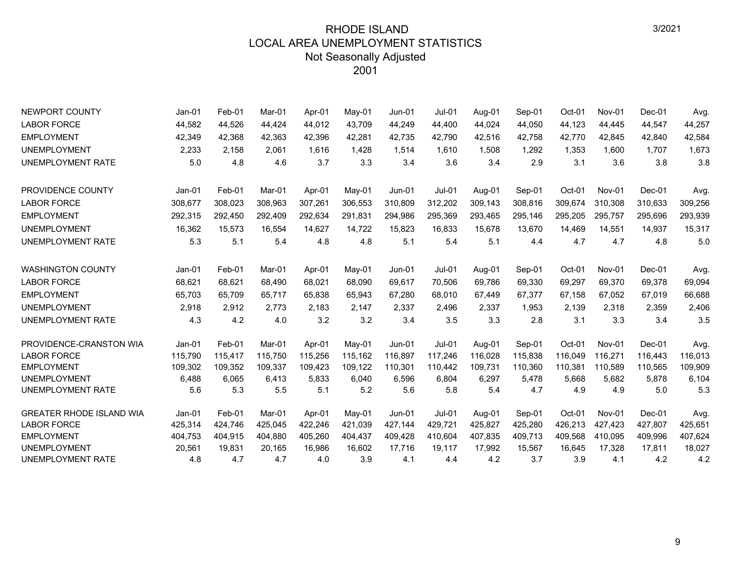# RHODE ISLAND
## LOCAL AREA UNEMPLOYMENT STATISTICS
### Not Seasonally Adjusted
### 2001

3/2021

| NEWPORT COUNTY | Jan-01 | Feb-01 | Mar-01 | Apr-01 | May-01 | Jun-01 | Jul-01 | Aug-01 | Sep-01 | Oct-01 | Nov-01 | Dec-01 | Avg. |
|---|---|---|---|---|---|---|---|---|---|---|---|---|---|
| LABOR FORCE | 44,582 | 44,526 | 44,424 | 44,012 | 43,709 | 44,249 | 44,400 | 44,024 | 44,050 | 44,123 | 44,445 | 44,547 | 44,257 |
| EMPLOYMENT | 42,349 | 42,368 | 42,363 | 42,396 | 42,281 | 42,735 | 42,790 | 42,516 | 42,758 | 42,770 | 42,845 | 42,840 | 42,584 |
| UNEMPLOYMENT | 2,233 | 2,158 | 2,061 | 1,616 | 1,428 | 1,514 | 1,610 | 1,508 | 1,292 | 1,353 | 1,600 | 1,707 | 1,673 |
| UNEMPLOYMENT RATE | 5.0 | 4.8 | 4.6 | 3.7 | 3.3 | 3.4 | 3.6 | 3.4 | 2.9 | 3.1 | 3.6 | 3.8 | 3.8 |

| PROVIDENCE COUNTY | Jan-01 | Feb-01 | Mar-01 | Apr-01 | May-01 | Jun-01 | Jul-01 | Aug-01 | Sep-01 | Oct-01 | Nov-01 | Dec-01 | Avg. |
|---|---|---|---|---|---|---|---|---|---|---|---|---|---|
| LABOR FORCE | 308,677 | 308,023 | 308,963 | 307,261 | 306,553 | 310,809 | 312,202 | 309,143 | 308,816 | 309,674 | 310,308 | 310,633 | 309,256 |
| EMPLOYMENT | 292,315 | 292,450 | 292,409 | 292,634 | 291,831 | 294,986 | 295,369 | 293,465 | 295,146 | 295,205 | 295,757 | 295,696 | 293,939 |
| UNEMPLOYMENT | 16,362 | 15,573 | 16,554 | 14,627 | 14,722 | 15,823 | 16,833 | 15,678 | 13,670 | 14,469 | 14,551 | 14,937 | 15,317 |
| UNEMPLOYMENT RATE | 5.3 | 5.1 | 5.4 | 4.8 | 4.8 | 5.1 | 5.4 | 5.1 | 4.4 | 4.7 | 4.7 | 4.8 | 5.0 |

| WASHINGTON COUNTY | Jan-01 | Feb-01 | Mar-01 | Apr-01 | May-01 | Jun-01 | Jul-01 | Aug-01 | Sep-01 | Oct-01 | Nov-01 | Dec-01 | Avg. |
|---|---|---|---|---|---|---|---|---|---|---|---|---|---|
| LABOR FORCE | 68,621 | 68,621 | 68,490 | 68,021 | 68,090 | 69,617 | 70,506 | 69,786 | 69,330 | 69,297 | 69,370 | 69,378 | 69,094 |
| EMPLOYMENT | 65,703 | 65,709 | 65,717 | 65,838 | 65,943 | 67,280 | 68,010 | 67,449 | 67,377 | 67,158 | 67,052 | 67,019 | 66,688 |
| UNEMPLOYMENT | 2,918 | 2,912 | 2,773 | 2,183 | 2,147 | 2,337 | 2,496 | 2,337 | 1,953 | 2,139 | 2,318 | 2,359 | 2,406 |
| UNEMPLOYMENT RATE | 4.3 | 4.2 | 4.0 | 3.2 | 3.2 | 3.4 | 3.5 | 3.3 | 2.8 | 3.1 | 3.3 | 3.4 | 3.5 |

| PROVIDENCE-CRANSTON WIA | Jan-01 | Feb-01 | Mar-01 | Apr-01 | May-01 | Jun-01 | Jul-01 | Aug-01 | Sep-01 | Oct-01 | Nov-01 | Dec-01 | Avg. |
|---|---|---|---|---|---|---|---|---|---|---|---|---|---|
| LABOR FORCE | 115,790 | 115,417 | 115,750 | 115,256 | 115,162 | 116,897 | 117,246 | 116,028 | 115,838 | 116,049 | 116,271 | 116,443 | 116,013 |
| EMPLOYMENT | 109,302 | 109,352 | 109,337 | 109,423 | 109,122 | 110,301 | 110,442 | 109,731 | 110,360 | 110,381 | 110,589 | 110,565 | 109,909 |
| UNEMPLOYMENT | 6,488 | 6,065 | 6,413 | 5,833 | 6,040 | 6,596 | 6,804 | 6,297 | 5,478 | 5,668 | 5,682 | 5,878 | 6,104 |
| UNEMPLOYMENT RATE | 5.6 | 5.3 | 5.5 | 5.1 | 5.2 | 5.6 | 5.8 | 5.4 | 4.7 | 4.9 | 4.9 | 5.0 | 5.3 |

| GREATER RHODE ISLAND WIA | Jan-01 | Feb-01 | Mar-01 | Apr-01 | May-01 | Jun-01 | Jul-01 | Aug-01 | Sep-01 | Oct-01 | Nov-01 | Dec-01 | Avg. |
|---|---|---|---|---|---|---|---|---|---|---|---|---|---|
| LABOR FORCE | 425,314 | 424,746 | 425,045 | 422,246 | 421,039 | 427,144 | 429,721 | 425,827 | 425,280 | 426,213 | 427,423 | 427,807 | 425,651 |
| EMPLOYMENT | 404,753 | 404,915 | 404,880 | 405,260 | 404,437 | 409,428 | 410,604 | 407,835 | 409,713 | 409,568 | 410,095 | 409,996 | 407,624 |
| UNEMPLOYMENT | 20,561 | 19,831 | 20,165 | 16,986 | 16,602 | 17,716 | 19,117 | 17,992 | 15,567 | 16,645 | 17,328 | 17,811 | 18,027 |
| UNEMPLOYMENT RATE | 4.8 | 4.7 | 4.7 | 4.0 | 3.9 | 4.1 | 4.4 | 4.2 | 3.7 | 3.9 | 4.1 | 4.2 | 4.2 |